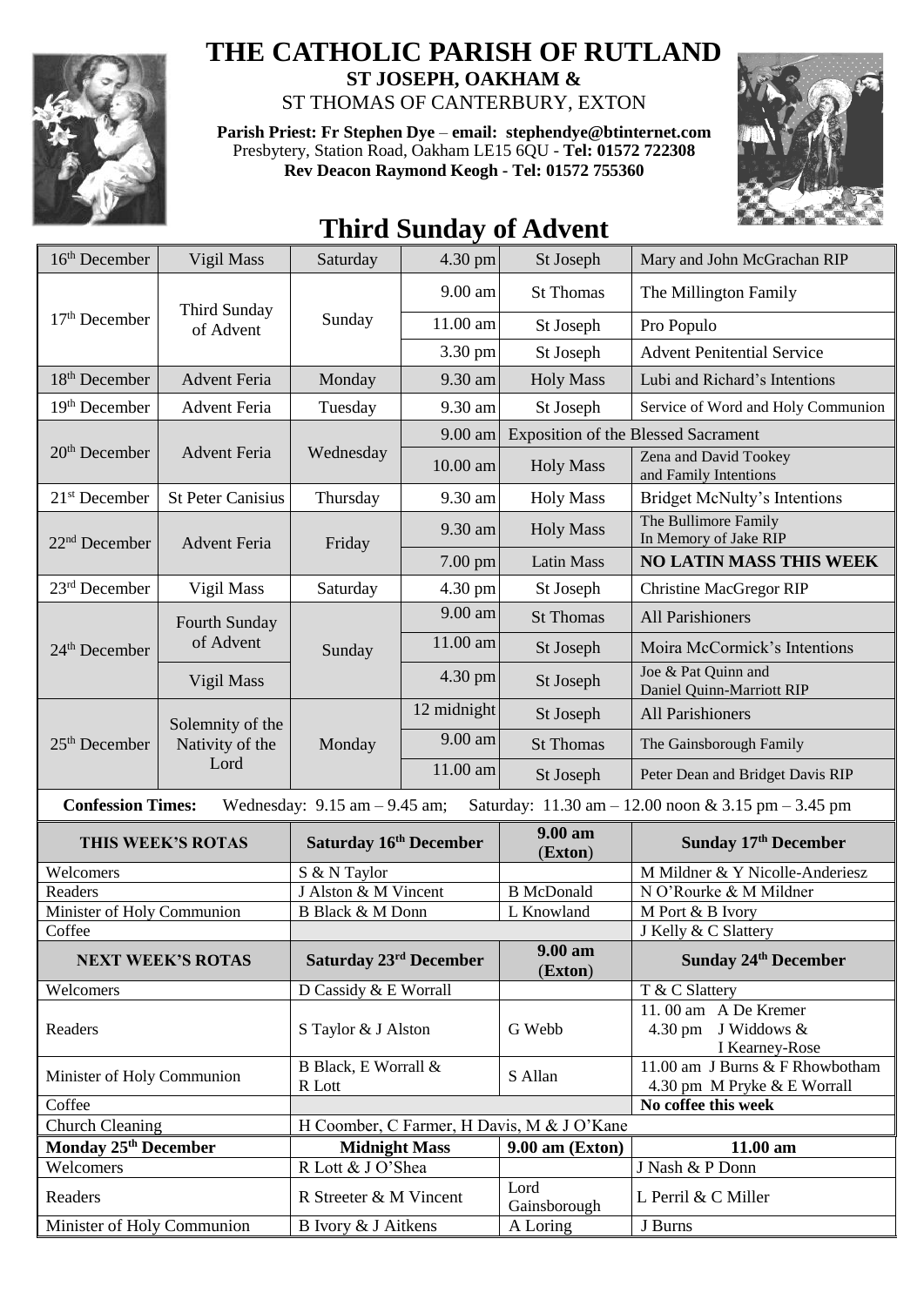# THE CATHOLIC PARISH OF RUTLAND

**ST JOSEPH, OAKHAM &**

ST THOMAS OF CANTERBURY, EXTON

**Parish Priest: Fr Stephen Dye** – **email: stephendye@btinternet.com**
Presbytery, Station Road, Oakham LE15 6QU - **Tel: 01572 722308**
**Rev Deacon Raymond Keogh - Tel: 01572 755360**

## Third Sunday of Advent

| | | | | | |
|---|---|---|---|---|---|
| 16th December | Vigil Mass | Saturday | 4.30 pm | St Joseph | Mary and John McGrachan RIP |
| 17th December | Third Sunday of Advent | Sunday | 9.00 am | St Thomas | The Millington Family |
| | | | 11.00 am | St Joseph | Pro Populo |
| | | | 3.30 pm | St Joseph | Advent Penitential Service |
| 18th December | Advent Feria | Monday | 9.30 am | Holy Mass | Lubi and Richard's Intentions |
| 19th December | Advent Feria | Tuesday | 9.30 am | St Joseph | Service of Word and Holy Communion |
| 20th December | Advent Feria | Wednesday | 9.00 am | Exposition of the Blessed Sacrament | |
| | | | 10.00 am | Holy Mass | Zena and David Tookey and Family Intentions |
| 21st December | St Peter Canisius | Thursday | 9.30 am | Holy Mass | Bridget McNulty's Intentions |
| 22nd December | Advent Feria | Friday | 9.30 am | Holy Mass | The Bullimore Family In Memory of Jake RIP |
| | | | 7.00 pm | Latin Mass | **NO LATIN MASS THIS WEEK** |
| 23rd December | Vigil Mass | Saturday | 4.30 pm | St Joseph | Christine MacGregor RIP |
| 24th December | Fourth Sunday of Advent | Sunday | 9.00 am | St Thomas | All Parishioners |
| | | | 11.00 am | St Joseph | Moira McCormick's Intentions |
| | Vigil Mass | | 4.30 pm | St Joseph | Joe & Pat Quinn and Daniel Quinn-Marriott RIP |
| 25th December | Solemnity of the Nativity of the Lord | Monday | 12 midnight | St Joseph | All Parishioners |
| | | | 9.00 am | St Thomas | The Gainsborough Family |
| | | | 11.00 am | St Joseph | Peter Dean and Bridget Davis RIP |

**Confession Times:** Wednesday: 9.15 am – 9.45 am; Saturday: 11.30 am – 12.00 noon & 3.15 pm – 3.45 pm

| THIS WEEK'S ROTAS | Saturday 16th December | 9.00 am (Exton) | Sunday 17th December |
|---|---|---|---|
| Welcomers | S & N Taylor | | M Mildner & Y Nicolle-Anderiesz |
| Readers | J Alston & M Vincent | B McDonald | N O'Rourke & M Mildner |
| Minister of Holy Communion | B Black & M Donn | L Knowland | M Port & B Ivory |
| Coffee | | | J Kelly & C Slattery |
| **NEXT WEEK'S ROTAS** | **Saturday 23rd December** | **9.00 am (Exton)** | **Sunday 24th December** |
| Welcomers | D Cassidy & E Worrall | | T & C Slattery |
| Readers | S Taylor & J Alston | G Webb | 11. 00 am A De Kremer; 4.30 pm J Widdows & I Kearney-Rose |
| Minister of Holy Communion | B Black, E Worrall & R Lott | S Allan | 11.00 am J Burns & F Rhowbotham; 4.30 pm M Pryke & E Worrall |
| Coffee | | | **No coffee this week** |
| Church Cleaning | H Coomber, C Farmer, H Davis, M & J O'Kane | | |
| **Monday 25th December** | **Midnight Mass** | **9.00 am (Exton)** | **11.00 am** |
| Welcomers | R Lott & J O'Shea | | J Nash & P Donn |
| Readers | R Streeter & M Vincent | Lord Gainsborough | L Perril & C Miller |
| Minister of Holy Communion | B Ivory & J Aitkens | A Loring | J Burns |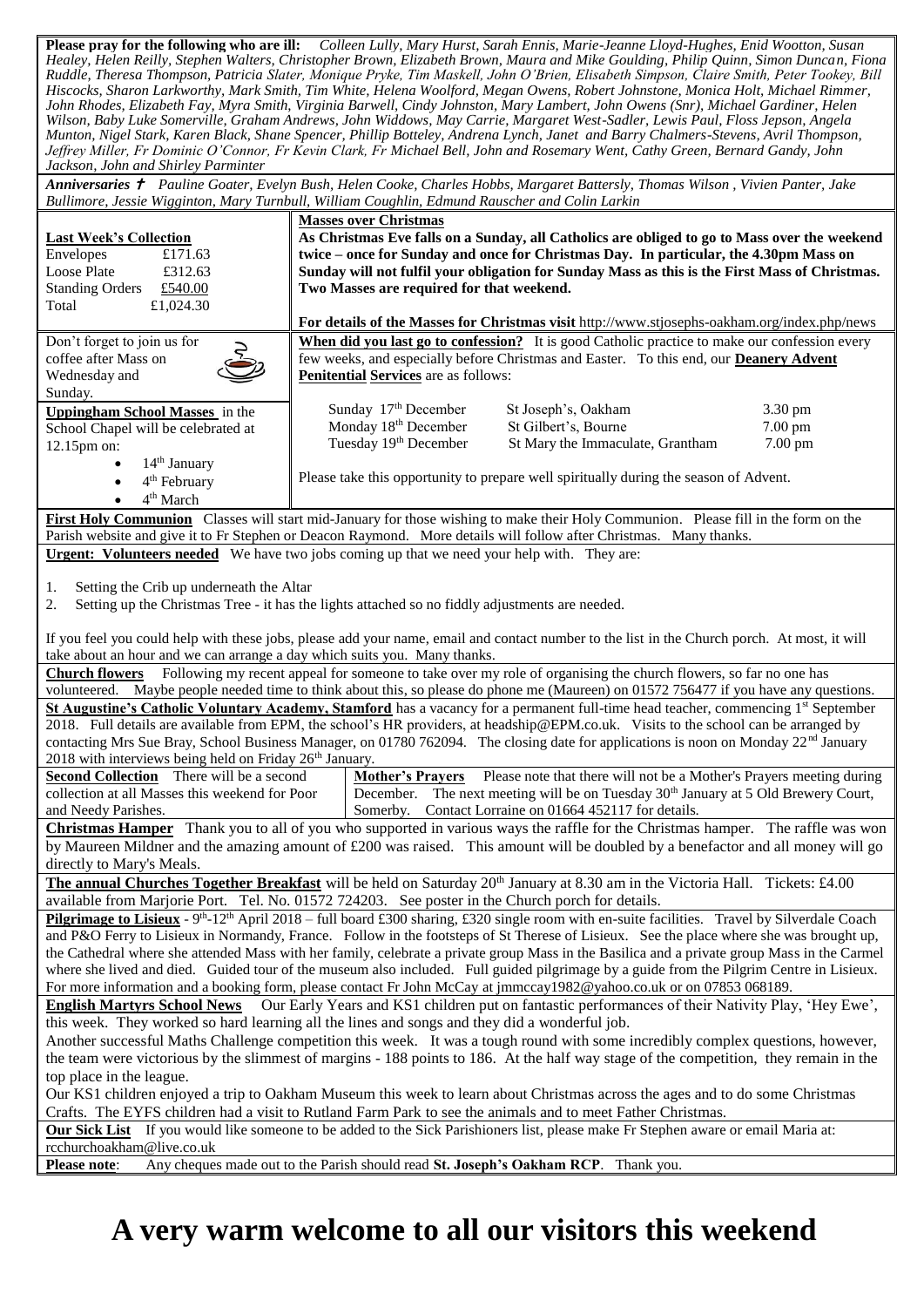**Please pray for the following who are ill:** *Colleen Lully, Mary Hurst, Sarah Ennis, Marie-Jeanne Lloyd-Hughes, Enid Wootton, Susan Healey, Helen Reilly, Stephen Walters, Christopher Brown, Elizabeth Brown, Maura and Mike Goulding, Philip Quinn, Simon Duncan, Fiona Ruddle, Theresa Thompson, Patricia Slater, Monique Pryke, Tim Maskell, John O'Brien, Elisabeth Simpson, Claire Smith, Peter Tookey, Bill Hiscocks, Sharon Larkworthy, Mark Smith, Tim White, Helena Woolford, Megan Owens, Robert Johnstone, Monica Holt, Michael Rimmer, John Rhodes, Elizabeth Fay, Myra Smith, Virginia Barwell, Cindy Johnston, Mary Lambert, John Owens (Snr), Michael Gardiner, Helen Wilson, Baby Luke Somerville, Graham Andrews, John Widdows, May Carrie, Margaret West-Sadler, Lewis Paul, Floss Jepson, Angela Munton, Nigel Stark, Karen Black, Shane Spencer, Phillip Botteley, Andrena Lynch, Janet and Barry Chalmers-Stevens, Avril Thompson, Jeffrey Miller, Fr Dominic O'Connor, Fr Kevin Clark, Fr Michael Bell, John and Rosemary Went, Cathy Green, Bernard Gandy, John Jackson, John and Shirley Parminter*

***Anniversaries*** ✝ *Pauline Goater, Evelyn Bush, Helen Cooke, Charles Hobbs, Margaret Battersly, Thomas Wilson , Vivien Panter, Jake Bullimore, Jessie Wigginton, Mary Turnbull, William Coughlin, Edmund Rauscher and Colin Larkin*

**Last Week's Collection**

| | |
|---|---|
| Envelopes | £171.63 |
| Loose Plate | £312.63 |
| Standing Orders | £540.00 |
| Total | £1,024.30 |

**Masses over Christmas**

**As Christmas Eve falls on a Sunday, all Catholics are obliged to go to Mass over the weekend twice – once for Sunday and once for Christmas Day. In particular, the 4.30pm Mass on Sunday will not fulfil your obligation for Sunday Mass as this is the First Mass of Christmas. Two Masses are required for that weekend.**

**For details of the Masses for Christmas visit** http://www.stjosephs-oakham.org/index.php/news

Don't forget to join us for coffee after Mass on Wednesday and Sunday.

**Uppingham School Masses** in the School Chapel will be celebrated at 12.15pm on:

- 14th January
- 4th February
- 4th March

**When did you last go to confession?** It is good Catholic practice to make our confession every few weeks, and especially before Christmas and Easter. To this end, our **Deanery Advent Penitential Services** are as follows:

| | | |
|---|---|---|
| Sunday 17th December | St Joseph's, Oakham | 3.30 pm |
| Monday 18th December | St Gilbert's, Bourne | 7.00 pm |
| Tuesday 19th December | St Mary the Immaculate, Grantham | 7.00 pm |

Please take this opportunity to prepare well spiritually during the season of Advent.

**First Holy Communion** Classes will start mid-January for those wishing to make their Holy Communion. Please fill in the form on the Parish website and give it to Fr Stephen or Deacon Raymond. More details will follow after Christmas. Many thanks.

**Urgent: Volunteers needed** We have two jobs coming up that we need your help with. They are:

1. Setting the Crib up underneath the Altar
2. Setting up the Christmas Tree - it has the lights attached so no fiddly adjustments are needed.

If you feel you could help with these jobs, please add your name, email and contact number to the list in the Church porch. At most, it will take about an hour and we can arrange a day which suits you. Many thanks.

**Church flowers** Following my recent appeal for someone to take over my role of organising the church flowers, so far no one has volunteered. Maybe people needed time to think about this, so please do phone me (Maureen) on 01572 756477 if you have any questions.

**St Augustine's Catholic Voluntary Academy, Stamford** has a vacancy for a permanent full-time head teacher, commencing 1st September 2018. Full details are available from EPM, the school's HR providers, at headship@EPM.co.uk. Visits to the school can be arranged by contacting Mrs Sue Bray, School Business Manager, on 01780 762094. The closing date for applications is noon on Monday 22nd January 2018 with interviews being held on Friday 26th January.

**Second Collection** There will be a second collection at all Masses this weekend for Poor and Needy Parishes.

**Mother's Prayers** Please note that there will not be a Mother's Prayers meeting during December. The next meeting will be on Tuesday 30th January at 5 Old Brewery Court, Somerby. Contact Lorraine on 01664 452117 for details.

**Christmas Hamper** Thank you to all of you who supported in various ways the raffle for the Christmas hamper. The raffle was won by Maureen Mildner and the amazing amount of £200 was raised. This amount will be doubled by a benefactor and all money will go directly to Mary's Meals.

**The annual Churches Together Breakfast** will be held on Saturday 20th January at 8.30 am in the Victoria Hall. Tickets: £4.00 available from Marjorie Port. Tel. No. 01572 724203. See poster in the Church porch for details.

**Pilgrimage to Lisieux** - 9th-12th April 2018 – full board £300 sharing, £320 single room with en-suite facilities. Travel by Silverdale Coach and P&O Ferry to Lisieux in Normandy, France. Follow in the footsteps of St Therese of Lisieux. See the place where she was brought up, the Cathedral where she attended Mass with her family, celebrate a private group Mass in the Basilica and a private group Mass in the Carmel where she lived and died. Guided tour of the museum also included. Full guided pilgrimage by a guide from the Pilgrim Centre in Lisieux. For more information and a booking form, please contact Fr John McCay at jmmccay1982@yahoo.co.uk or on 07853 068189.

**English Martyrs School News** Our Early Years and KS1 children put on fantastic performances of their Nativity Play, 'Hey Ewe', this week. They worked so hard learning all the lines and songs and they did a wonderful job.

Another successful Maths Challenge competition this week. It was a tough round with some incredibly complex questions, however, the team were victorious by the slimmest of margins - 188 points to 186. At the half way stage of the competition, they remain in the top place in the league.

Our KS1 children enjoyed a trip to Oakham Museum this week to learn about Christmas across the ages and to do some Christmas Crafts. The EYFS children had a visit to Rutland Farm Park to see the animals and to meet Father Christmas.

**Our Sick List** If you would like someone to be added to the Sick Parishioners list, please make Fr Stephen aware or email Maria at: rcchurchoakham@live.co.uk

**Please note**: Any cheques made out to the Parish should read **St. Joseph's Oakham RCP**. Thank you.

# A very warm welcome to all our visitors this weekend